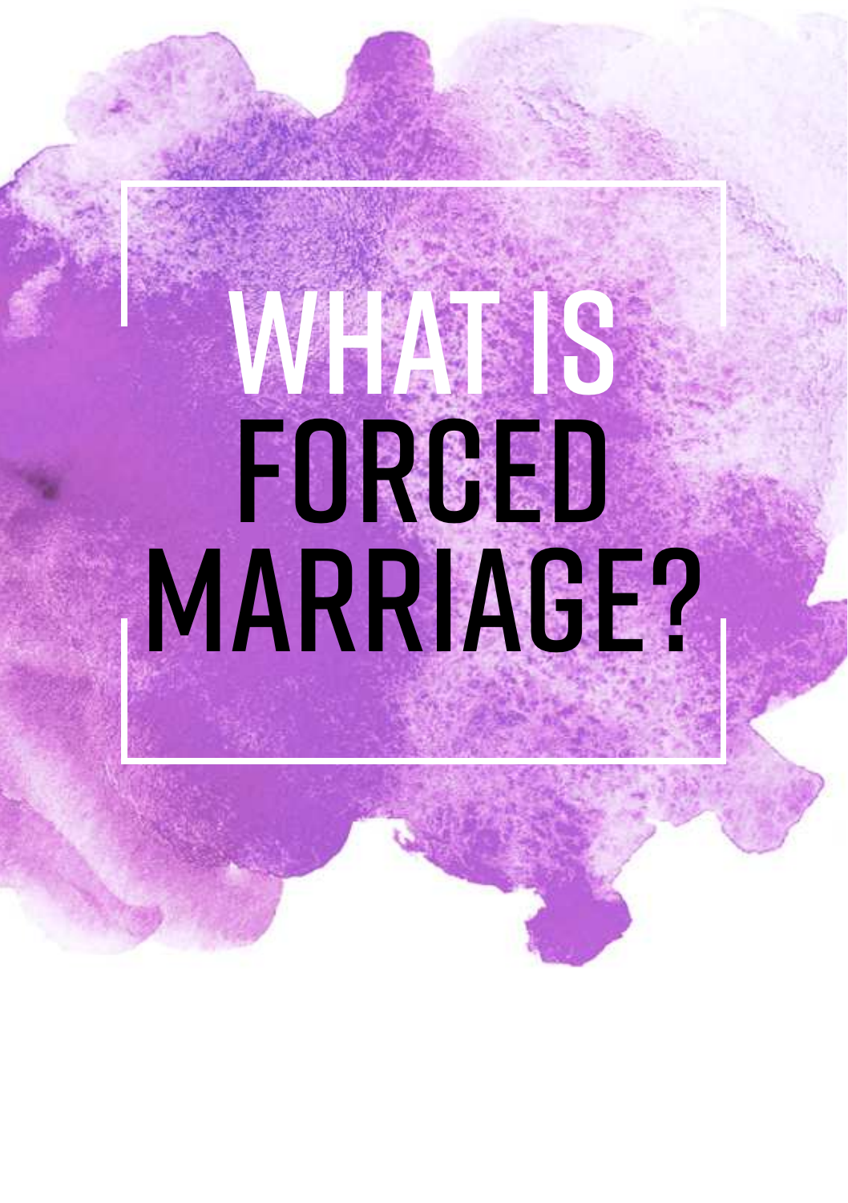# WHAT IS FORCED MARRIAGE?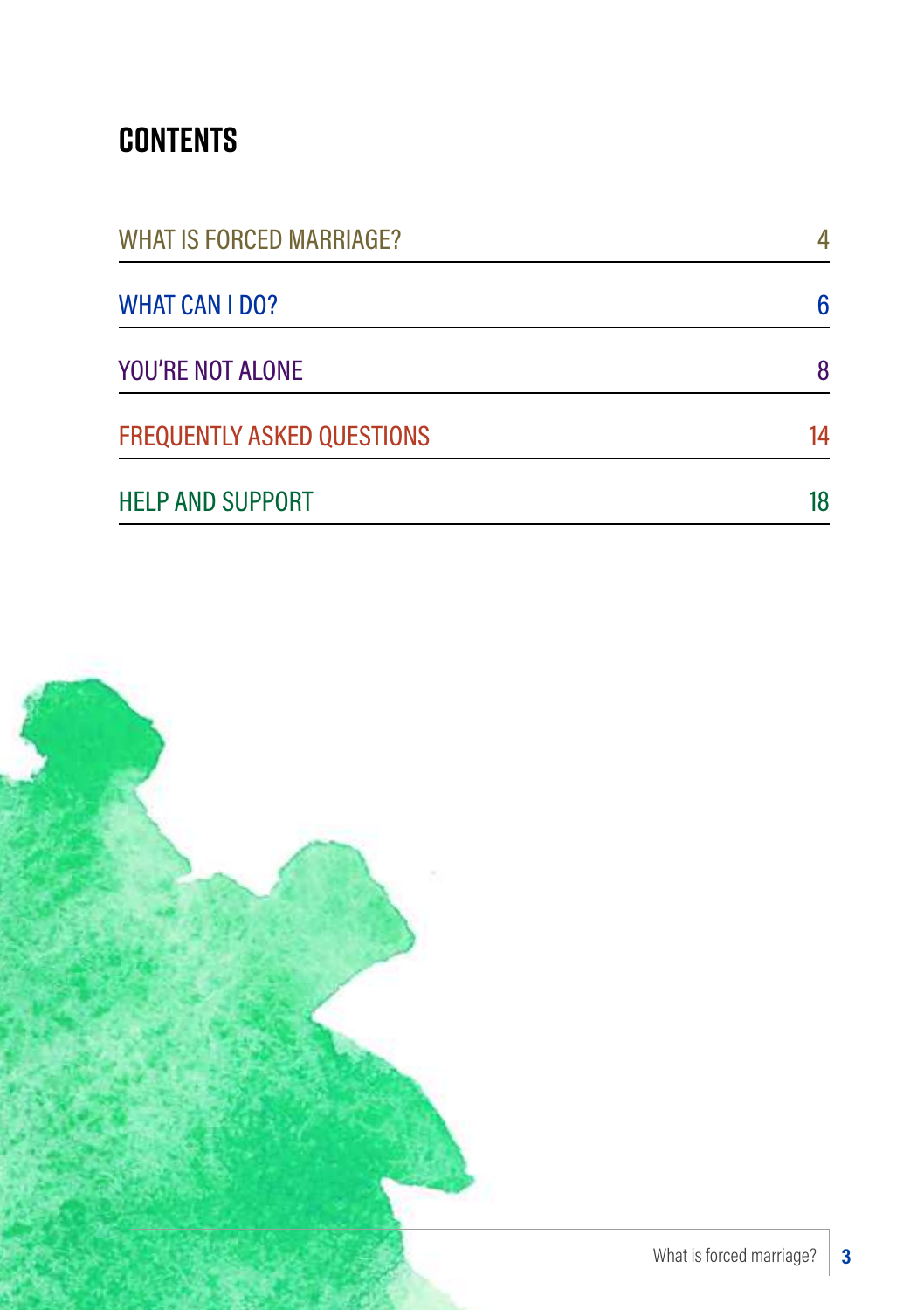# CONTENTS

| | |
|---|---|
| WHAT IS FORCED MARRIAGE? | 4 |
| WHAT CAN I DO? | 6 |
| YOU'RE NOT ALONE | 8 |
| FREQUENTLY ASKED QUESTIONS | 14 |
| HELP AND SUPPORT | 18 |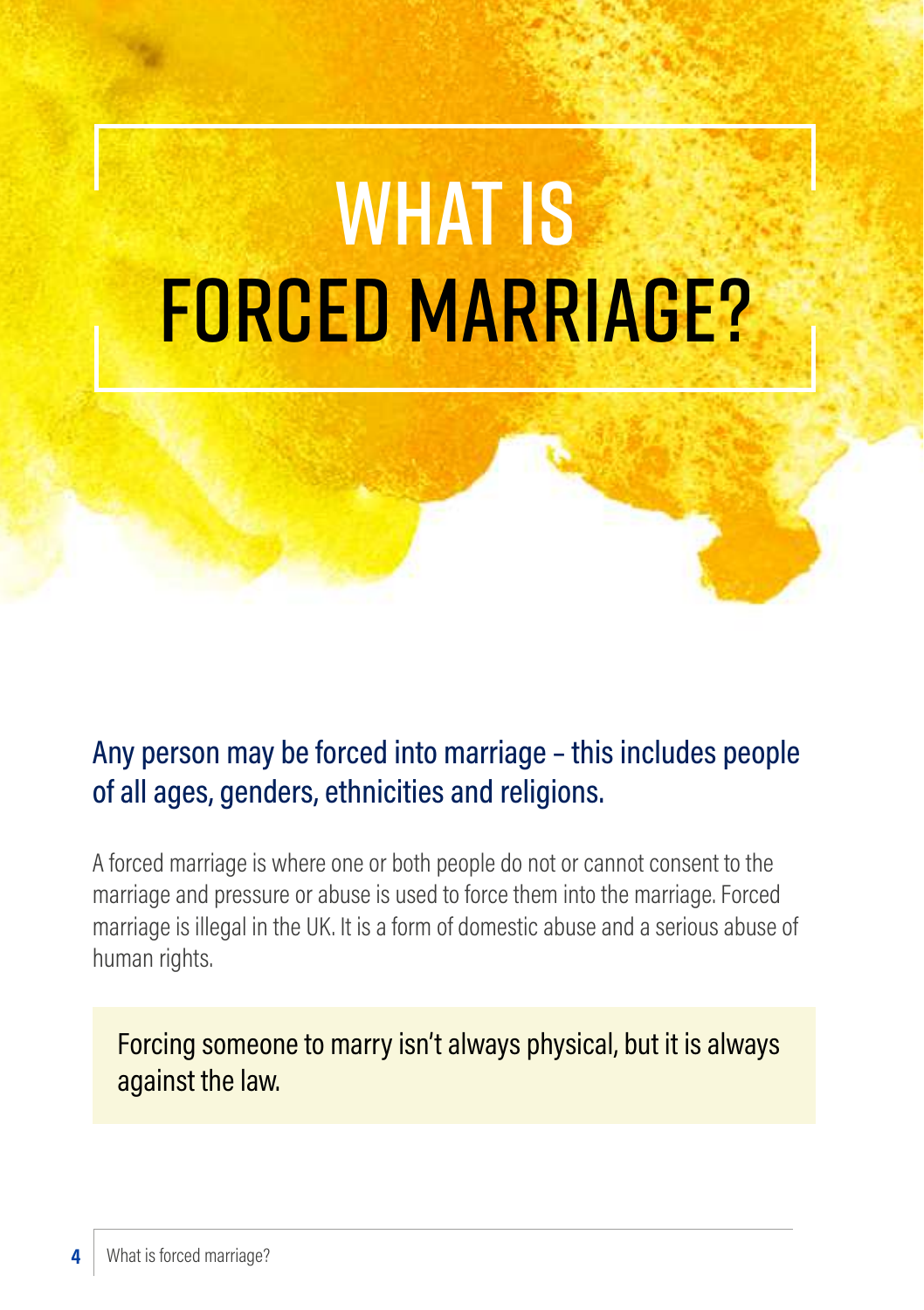# WHAT IS FORCED MARRIAGE?

## Any person may be forced into marriage – this includes people of all ages, genders, ethnicities and religions.

A forced marriage is where one or both people do not or cannot consent to the marriage and pressure or abuse is used to force them into the marriage. Forced marriage is illegal in the UK. It is a form of domestic abuse and a serious abuse of human rights.

> Forcing someone to marry isn't always physical, but it is always against the law.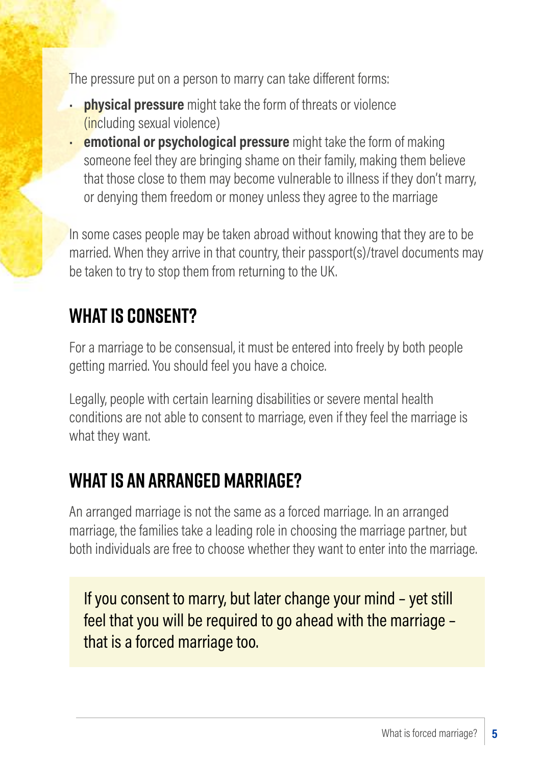The pressure put on a person to marry can take different forms:

- **physical pressure** might take the form of threats or violence (including sexual violence)
- **emotional or psychological pressure** might take the form of making someone feel they are bringing shame on their family, making them believe that those close to them may become vulnerable to illness if they don't marry, or denying them freedom or money unless they agree to the marriage

In some cases people may be taken abroad without knowing that they are to be married. When they arrive in that country, their passport(s)/travel documents may be taken to try to stop them from returning to the UK.

## WHAT IS CONSENT?

For a marriage to be consensual, it must be entered into freely by both people getting married. You should feel you have a choice.

Legally, people with certain learning disabilities or severe mental health conditions are not able to consent to marriage, even if they feel the marriage is what they want.

## WHAT IS AN ARRANGED MARRIAGE?

An arranged marriage is not the same as a forced marriage. In an arranged marriage, the families take a leading role in choosing the marriage partner, but both individuals are free to choose whether they want to enter into the marriage.

> If you consent to marry, but later change your mind – yet still feel that you will be required to go ahead with the marriage – that is a forced marriage too.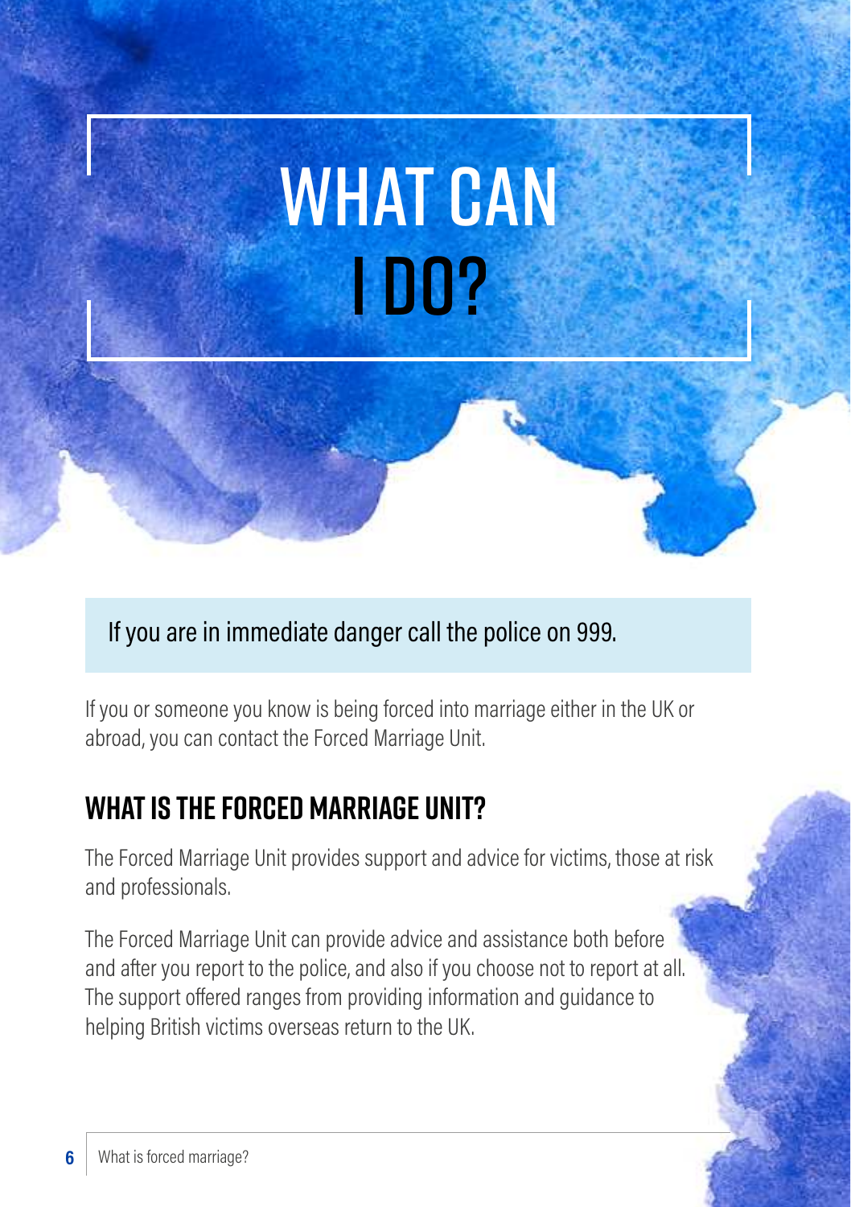# WHAT CAN I DO?

If you are in immediate danger call the police on 999.

If you or someone you know is being forced into marriage either in the UK or abroad, you can contact the Forced Marriage Unit.

## WHAT IS THE FORCED MARRIAGE UNIT?

The Forced Marriage Unit provides support and advice for victims, those at risk and professionals.

The Forced Marriage Unit can provide advice and assistance both before and after you report to the police, and also if you choose not to report at all. The support offered ranges from providing information and guidance to helping British victims overseas return to the UK.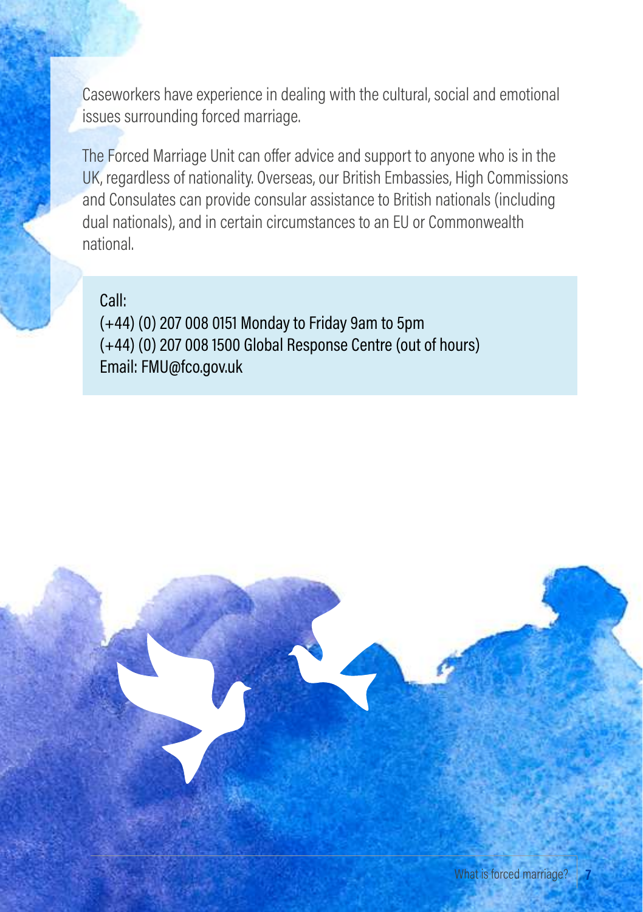Caseworkers have experience in dealing with the cultural, social and emotional issues surrounding forced marriage.

The Forced Marriage Unit can offer advice and support to anyone who is in the UK, regardless of nationality. Overseas, our British Embassies, High Commissions and Consulates can provide consular assistance to British nationals (including dual nationals), and in certain circumstances to an EU or Commonwealth national.

Call:
(+44) (0) 207 008 0151 Monday to Friday 9am to 5pm
(+44) (0) 207 008 1500 Global Response Centre (out of hours)
Email: FMU@fco.gov.uk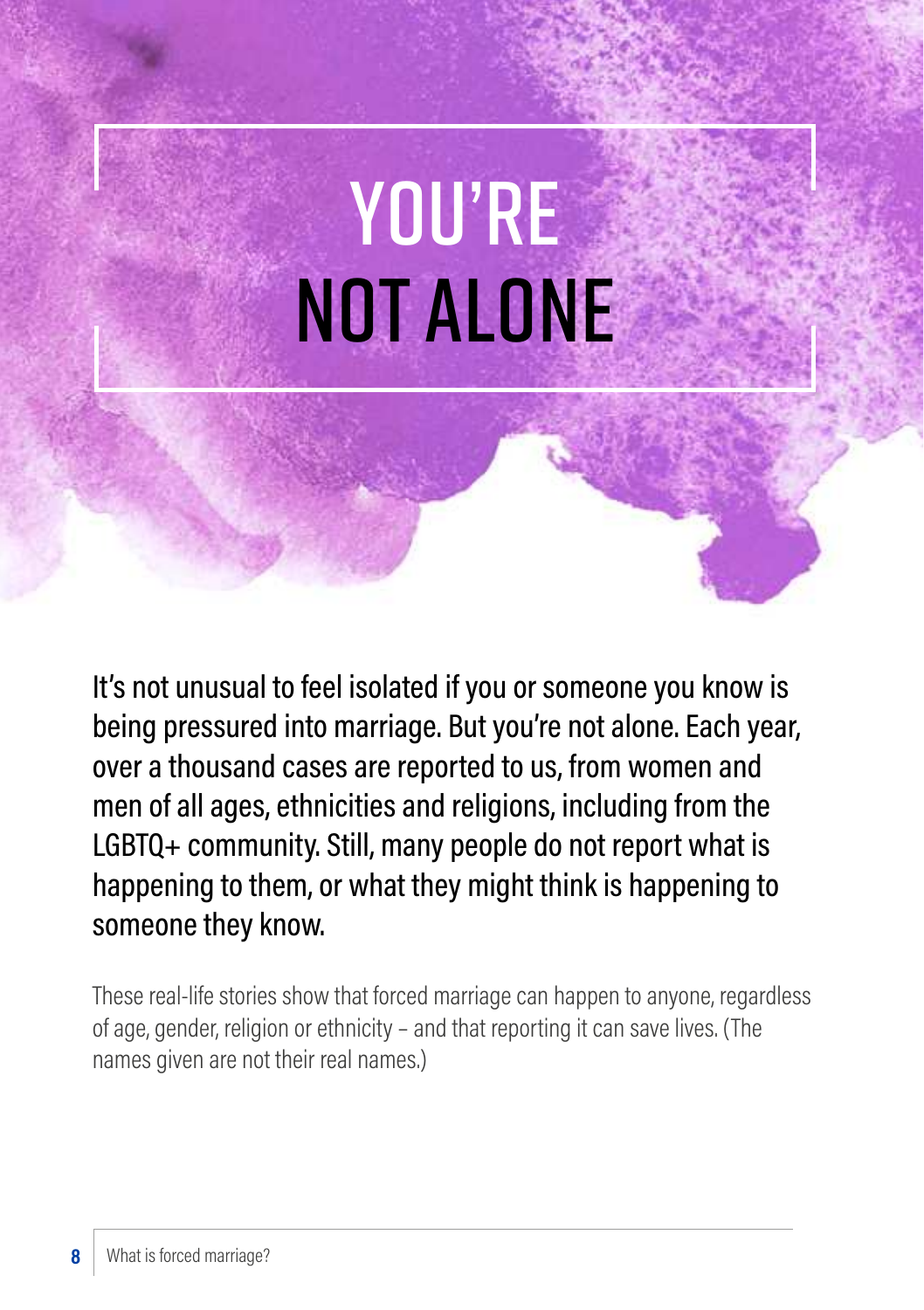# YOU'RE NOT ALONE

It's not unusual to feel isolated if you or someone you know is being pressured into marriage. But you're not alone. Each year, over a thousand cases are reported to us, from women and men of all ages, ethnicities and religions, including from the LGBTQ+ community. Still, many people do not report what is happening to them, or what they might think is happening to someone they know.

These real-life stories show that forced marriage can happen to anyone, regardless of age, gender, religion or ethnicity – and that reporting it can save lives. (The names given are not their real names.)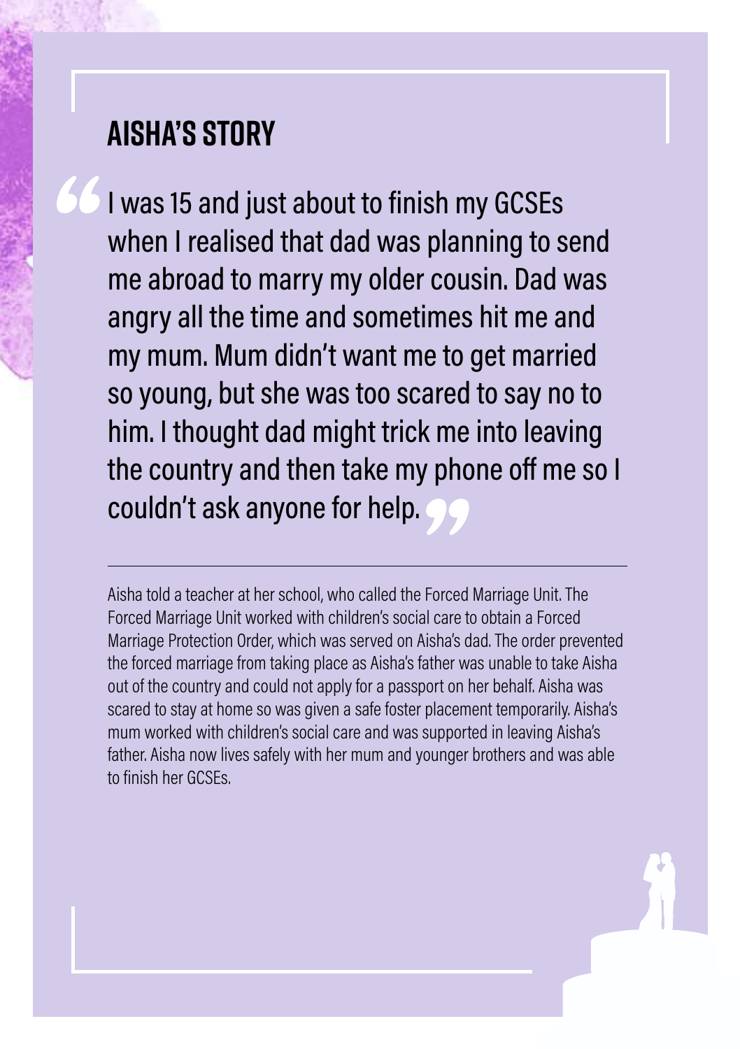## AISHA'S STORY

> "I was 15 and just about to finish my GCSEs when I realised that dad was planning to send me abroad to marry my older cousin. Dad was angry all the time and sometimes hit me and my mum. Mum didn't want me to get married so young, but she was too scared to say no to him. I thought dad might trick me into leaving the country and then take my phone off me so I couldn't ask anyone for help."

---

Aisha told a teacher at her school, who called the Forced Marriage Unit. The Forced Marriage Unit worked with children's social care to obtain a Forced Marriage Protection Order, which was served on Aisha's dad. The order prevented the forced marriage from taking place as Aisha's father was unable to take Aisha out of the country and could not apply for a passport on her behalf. Aisha was scared to stay at home so was given a safe foster placement temporarily. Aisha's mum worked with children's social care and was supported in leaving Aisha's father. Aisha now lives safely with her mum and younger brothers and was able to finish her GCSEs.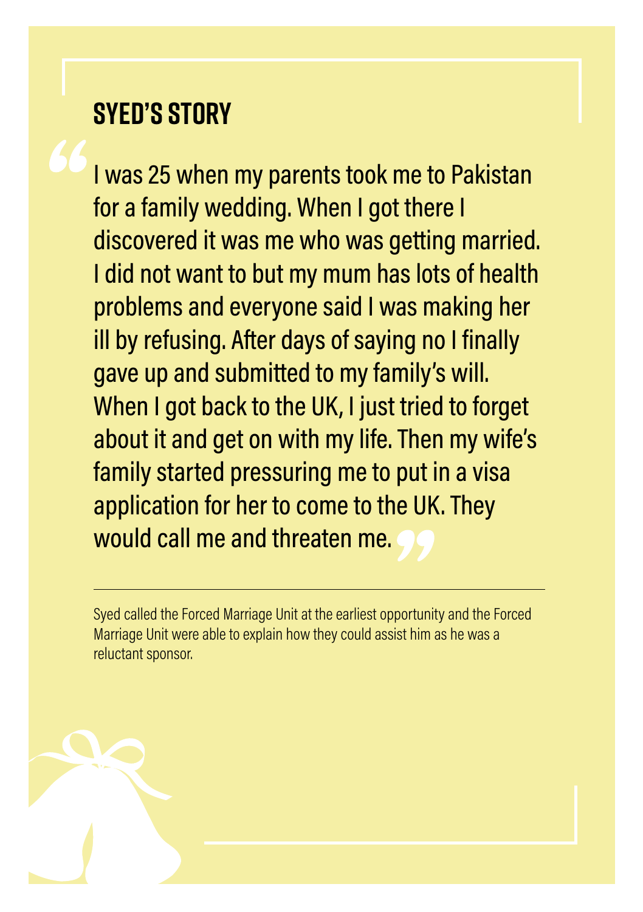## SYED'S STORY

> "I was 25 when my parents took me to Pakistan for a family wedding. When I got there I discovered it was me who was getting married. I did not want to but my mum has lots of health problems and everyone said I was making her ill by refusing. After days of saying no I finally gave up and submitted to my family's will. When I got back to the UK, I just tried to forget about it and get on with my life. Then my wife's family started pressuring me to put in a visa application for her to come to the UK. They would call me and threaten me."

---

Syed called the Forced Marriage Unit at the earliest opportunity and the Forced Marriage Unit were able to explain how they could assist him as he was a reluctant sponsor.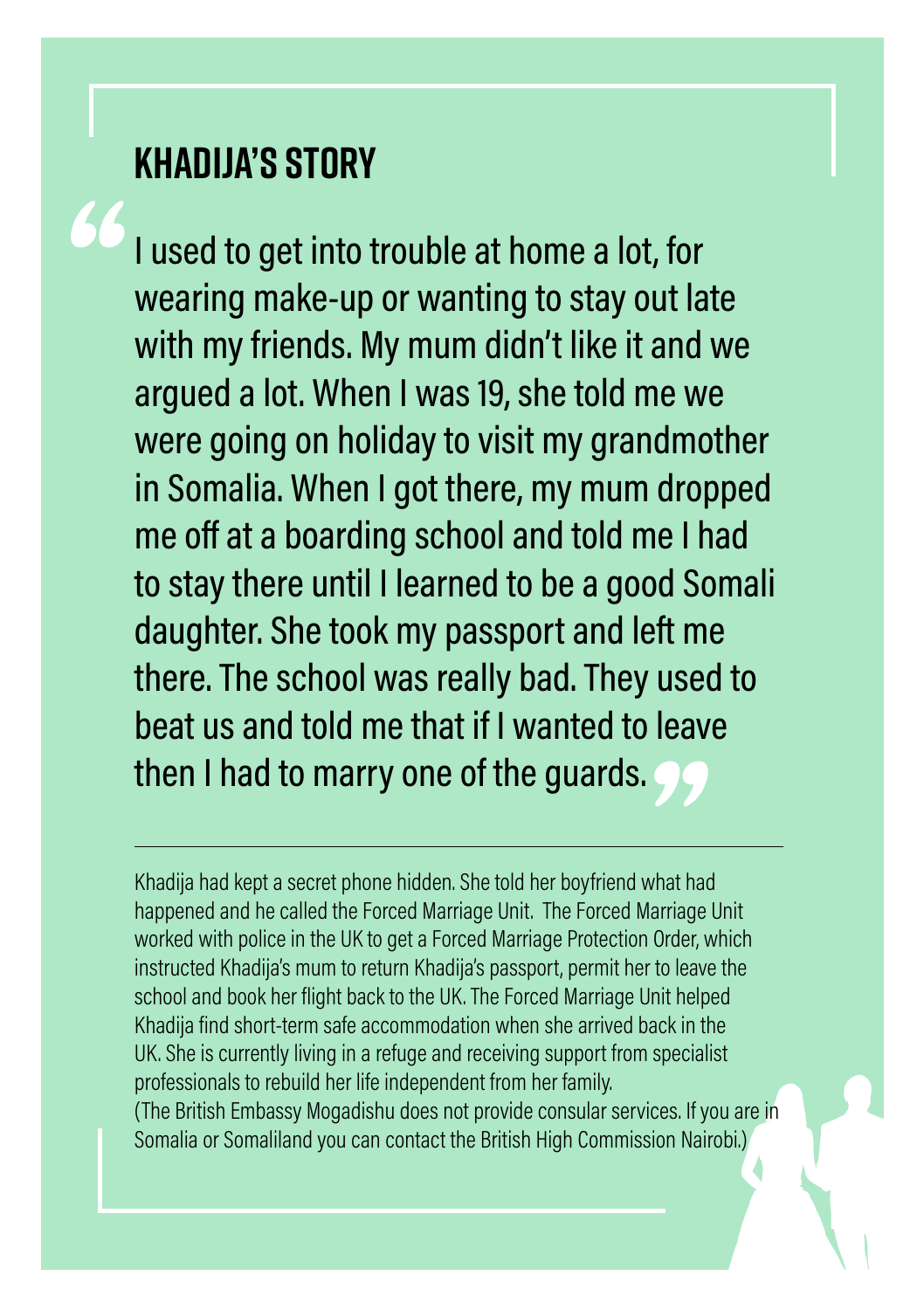## KHADIJA'S STORY

> "I used to get into trouble at home a lot, for wearing make-up or wanting to stay out late with my friends. My mum didn't like it and we argued a lot. When I was 19, she told me we were going on holiday to visit my grandmother in Somalia. When I got there, my mum dropped me off at a boarding school and told me I had to stay there until I learned to be a good Somali daughter. She took my passport and left me there. The school was really bad. They used to beat us and told me that if I wanted to leave then I had to marry one of the guards."

---

Khadija had kept a secret phone hidden. She told her boyfriend what had happened and he called the Forced Marriage Unit. The Forced Marriage Unit worked with police in the UK to get a Forced Marriage Protection Order, which instructed Khadija's mum to return Khadija's passport, permit her to leave the school and book her flight back to the UK. The Forced Marriage Unit helped Khadija find short-term safe accommodation when she arrived back in the UK. She is currently living in a refuge and receiving support from specialist professionals to rebuild her life independent from her family.

(The British Embassy Mogadishu does not provide consular services. If you are in Somalia or Somaliland you can contact the British High Commission Nairobi.)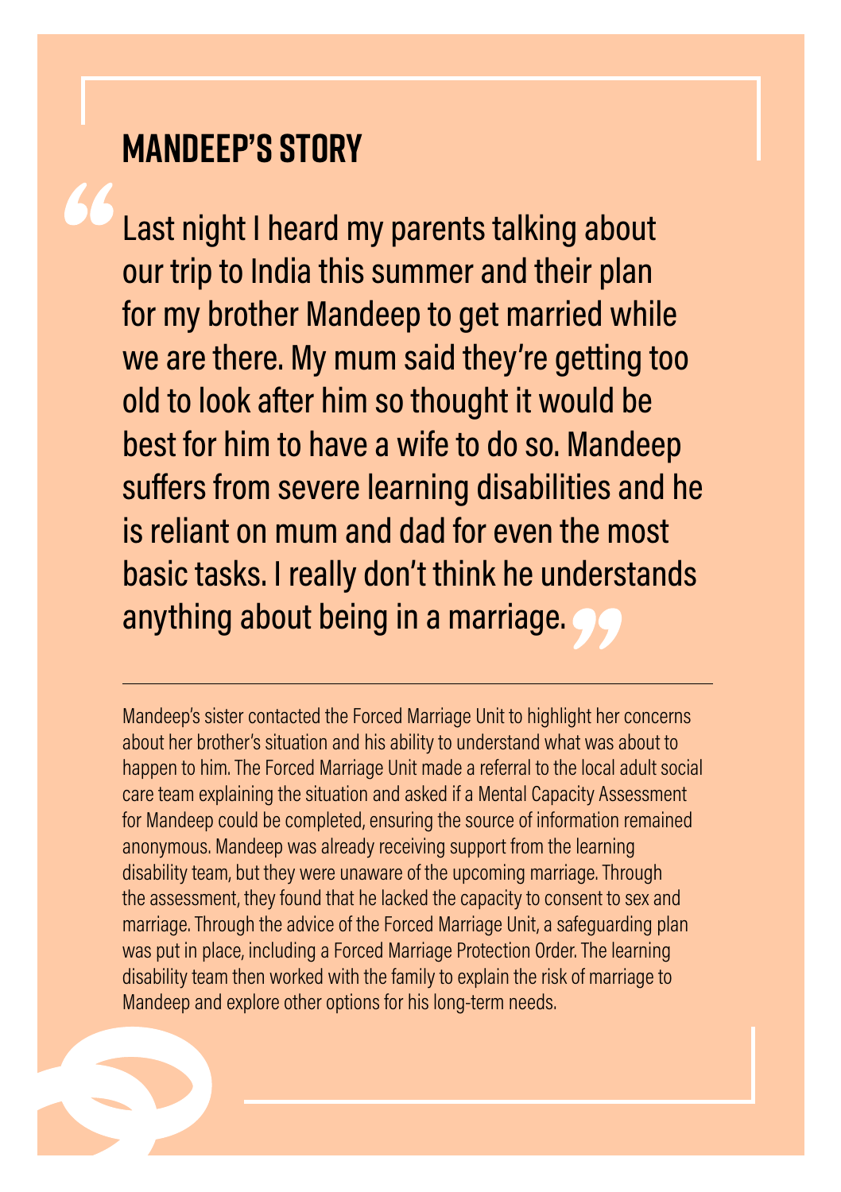## MANDEEP'S STORY

> "Last night I heard my parents talking about our trip to India this summer and their plan for my brother Mandeep to get married while we are there. My mum said they're getting too old to look after him so thought it would be best for him to have a wife to do so. Mandeep suffers from severe learning disabilities and he is reliant on mum and dad for even the most basic tasks. I really don't think he understands anything about being in a marriage."

---

Mandeep's sister contacted the Forced Marriage Unit to highlight her concerns about her brother's situation and his ability to understand what was about to happen to him. The Forced Marriage Unit made a referral to the local adult social care team explaining the situation and asked if a Mental Capacity Assessment for Mandeep could be completed, ensuring the source of information remained anonymous. Mandeep was already receiving support from the learning disability team, but they were unaware of the upcoming marriage. Through the assessment, they found that he lacked the capacity to consent to sex and marriage. Through the advice of the Forced Marriage Unit, a safeguarding plan was put in place, including a Forced Marriage Protection Order. The learning disability team then worked with the family to explain the risk of marriage to Mandeep and explore other options for his long-term needs.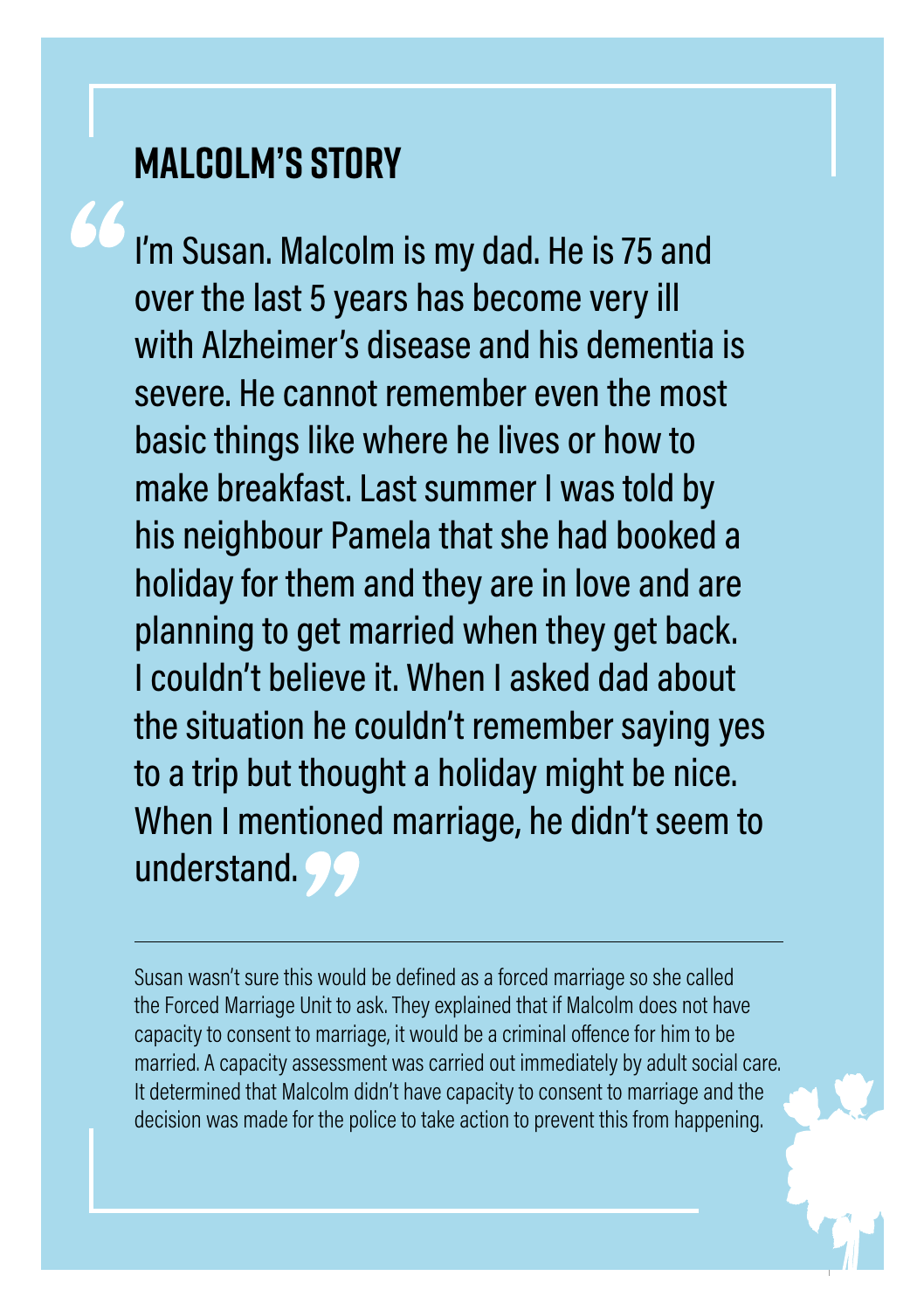## MALCOLM'S STORY

> "I'm Susan. Malcolm is my dad. He is 75 and over the last 5 years has become very ill with Alzheimer's disease and his dementia is severe. He cannot remember even the most basic things like where he lives or how to make breakfast. Last summer I was told by his neighbour Pamela that she had booked a holiday for them and they are in love and are planning to get married when they get back. I couldn't believe it. When I asked dad about the situation he couldn't remember saying yes to a trip but thought a holiday might be nice. When I mentioned marriage, he didn't seem to understand."

---

Susan wasn't sure this would be defined as a forced marriage so she called the Forced Marriage Unit to ask. They explained that if Malcolm does not have capacity to consent to marriage, it would be a criminal offence for him to be married. A capacity assessment was carried out immediately by adult social care. It determined that Malcolm didn't have capacity to consent to marriage and the decision was made for the police to take action to prevent this from happening.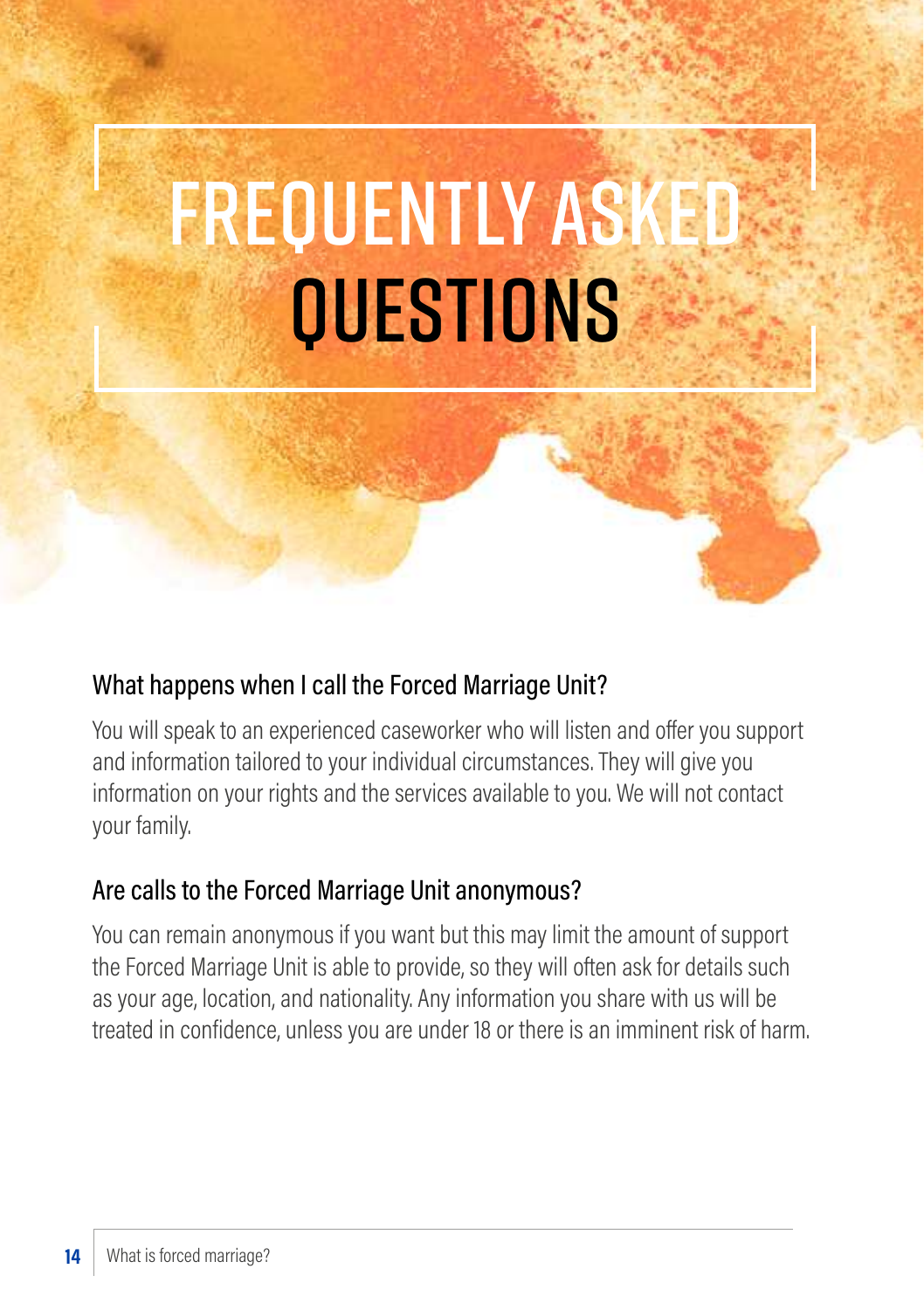# FREQUENTLY ASKED QUESTIONS

## What happens when I call the Forced Marriage Unit?

You will speak to an experienced caseworker who will listen and offer you support and information tailored to your individual circumstances. They will give you information on your rights and the services available to you. We will not contact your family.

## Are calls to the Forced Marriage Unit anonymous?

You can remain anonymous if you want but this may limit the amount of support the Forced Marriage Unit is able to provide, so they will often ask for details such as your age, location, and nationality. Any information you share with us will be treated in confidence, unless you are under 18 or there is an imminent risk of harm.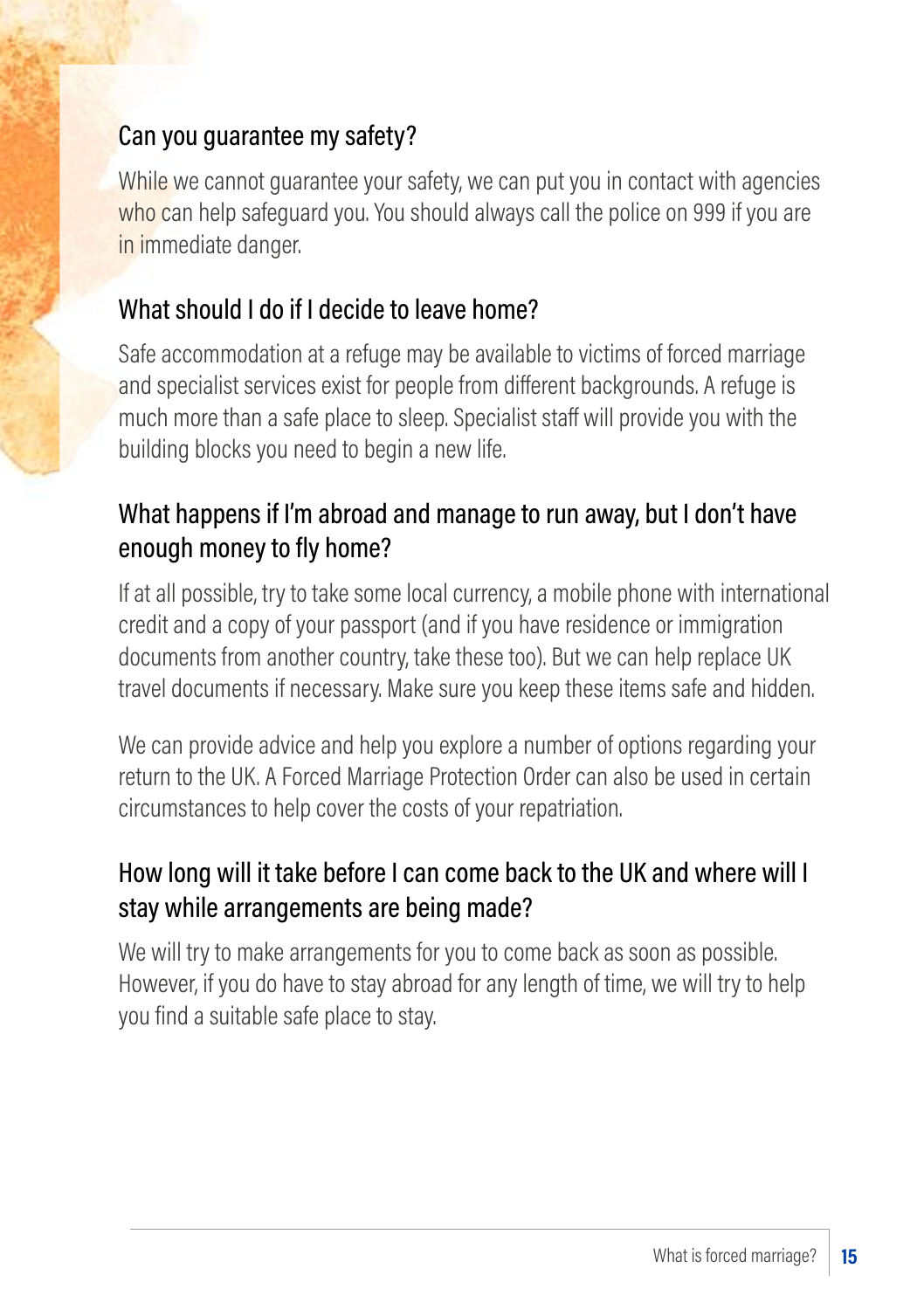## Can you guarantee my safety?

While we cannot guarantee your safety, we can put you in contact with agencies who can help safeguard you. You should always call the police on 999 if you are in immediate danger.

## What should I do if I decide to leave home?

Safe accommodation at a refuge may be available to victims of forced marriage and specialist services exist for people from different backgrounds. A refuge is much more than a safe place to sleep. Specialist staff will provide you with the building blocks you need to begin a new life.

## What happens if I'm abroad and manage to run away, but I don't have enough money to fly home?

If at all possible, try to take some local currency, a mobile phone with international credit and a copy of your passport (and if you have residence or immigration documents from another country, take these too). But we can help replace UK travel documents if necessary. Make sure you keep these items safe and hidden.

We can provide advice and help you explore a number of options regarding your return to the UK. A Forced Marriage Protection Order can also be used in certain circumstances to help cover the costs of your repatriation.

## How long will it take before I can come back to the UK and where will I stay while arrangements are being made?

We will try to make arrangements for you to come back as soon as possible. However, if you do have to stay abroad for any length of time, we will try to help you find a suitable safe place to stay.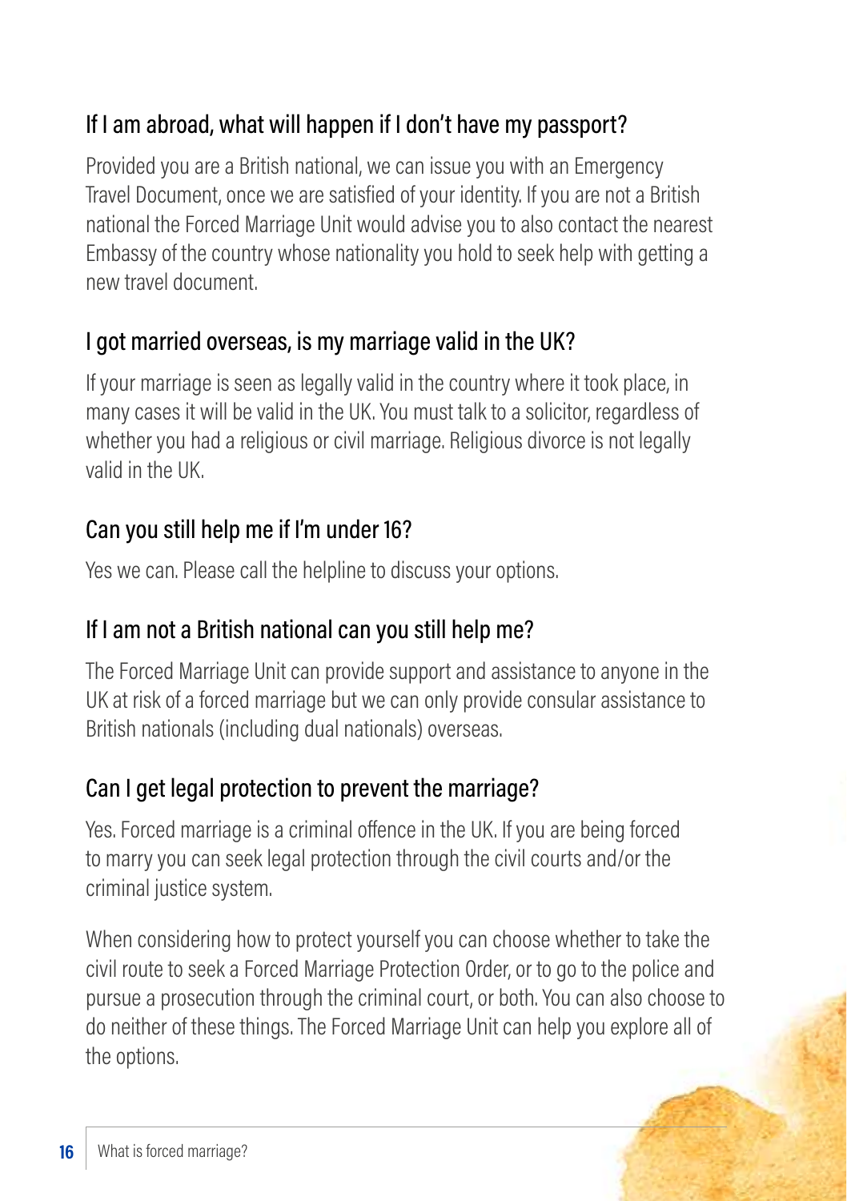## If I am abroad, what will happen if I don't have my passport?

Provided you are a British national, we can issue you with an Emergency Travel Document, once we are satisfied of your identity. If you are not a British national the Forced Marriage Unit would advise you to also contact the nearest Embassy of the country whose nationality you hold to seek help with getting a new travel document.

## I got married overseas, is my marriage valid in the UK?

If your marriage is seen as legally valid in the country where it took place, in many cases it will be valid in the UK. You must talk to a solicitor, regardless of whether you had a religious or civil marriage. Religious divorce is not legally valid in the UK.

## Can you still help me if I'm under 16?

Yes we can. Please call the helpline to discuss your options.

## If I am not a British national can you still help me?

The Forced Marriage Unit can provide support and assistance to anyone in the UK at risk of a forced marriage but we can only provide consular assistance to British nationals (including dual nationals) overseas.

## Can I get legal protection to prevent the marriage?

Yes. Forced marriage is a criminal offence in the UK. If you are being forced to marry you can seek legal protection through the civil courts and/or the criminal justice system.

When considering how to protect yourself you can choose whether to take the civil route to seek a Forced Marriage Protection Order, or to go to the police and pursue a prosecution through the criminal court, or both. You can also choose to do neither of these things. The Forced Marriage Unit can help you explore all of the options.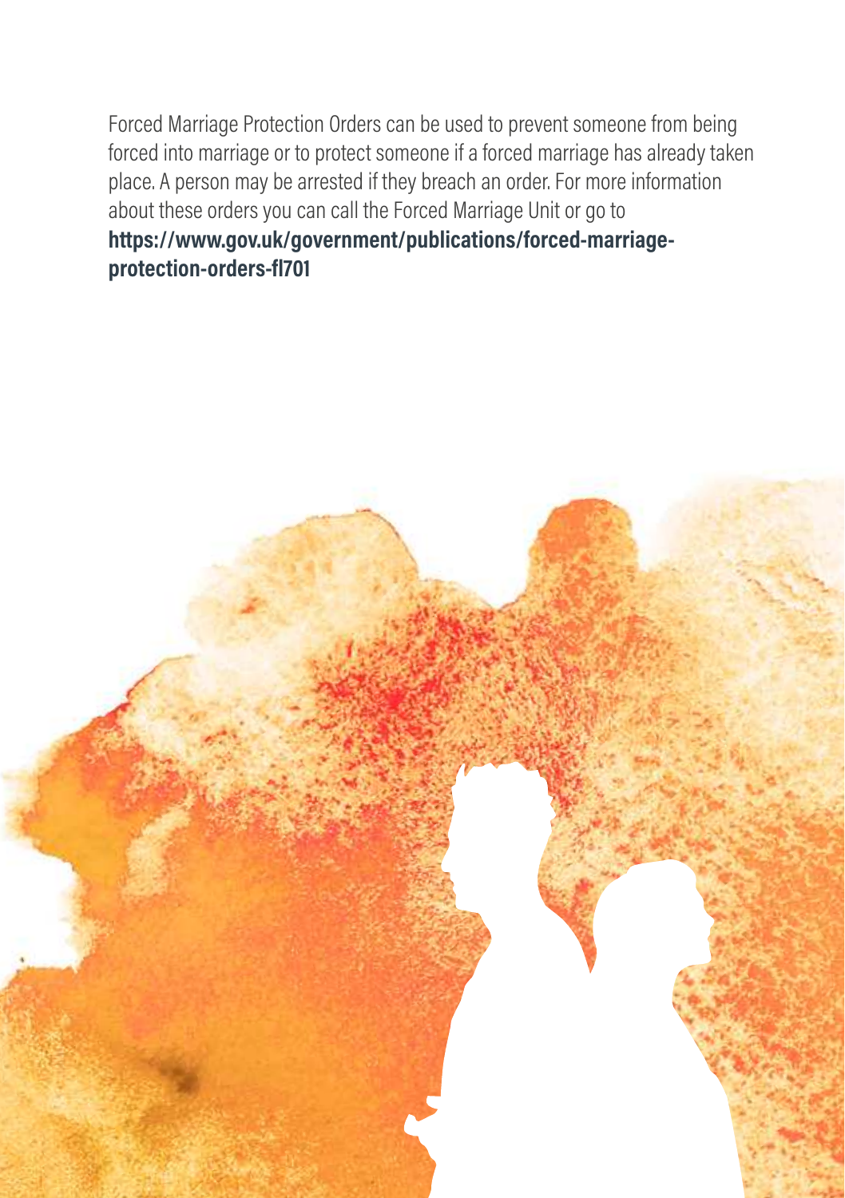Forced Marriage Protection Orders can be used to prevent someone from being forced into marriage or to protect someone if a forced marriage has already taken place. A person may be arrested if they breach an order. For more information about these orders you can call the Forced Marriage Unit or go to **https://www.gov.uk/government/publications/forced-marriage-protection-orders-fl701**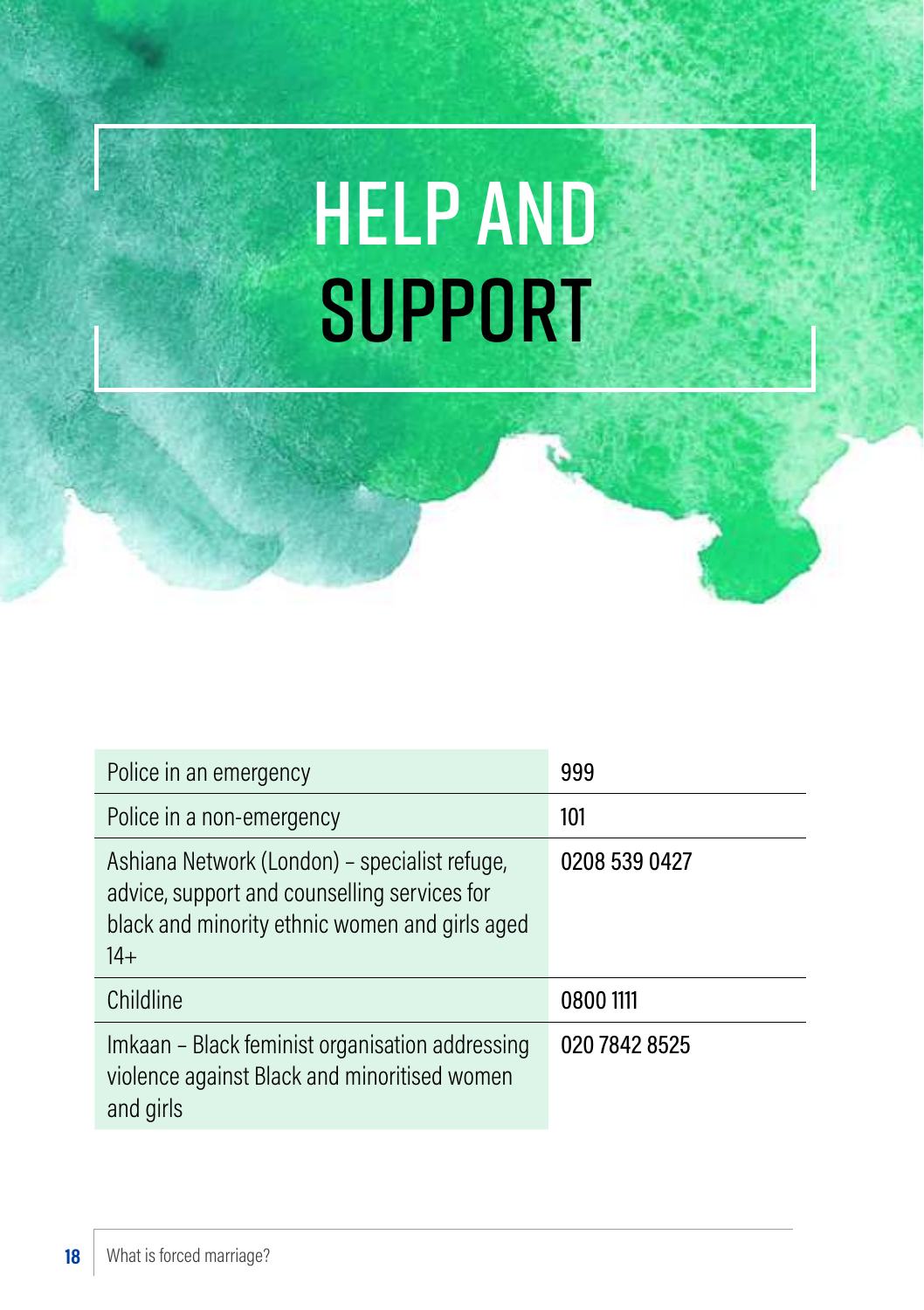# HELP AND SUPPORT

| | |
|---|---|
| Police in an emergency | 999 |
| Police in a non-emergency | 101 |
| Ashiana Network (London) – specialist refuge, advice, support and counselling services for black and minority ethnic women and girls aged 14+ | 0208 539 0427 |
| Childline | 0800 1111 |
| Imkaan – Black feminist organisation addressing violence against Black and minoritised women and girls | 020 7842 8525 |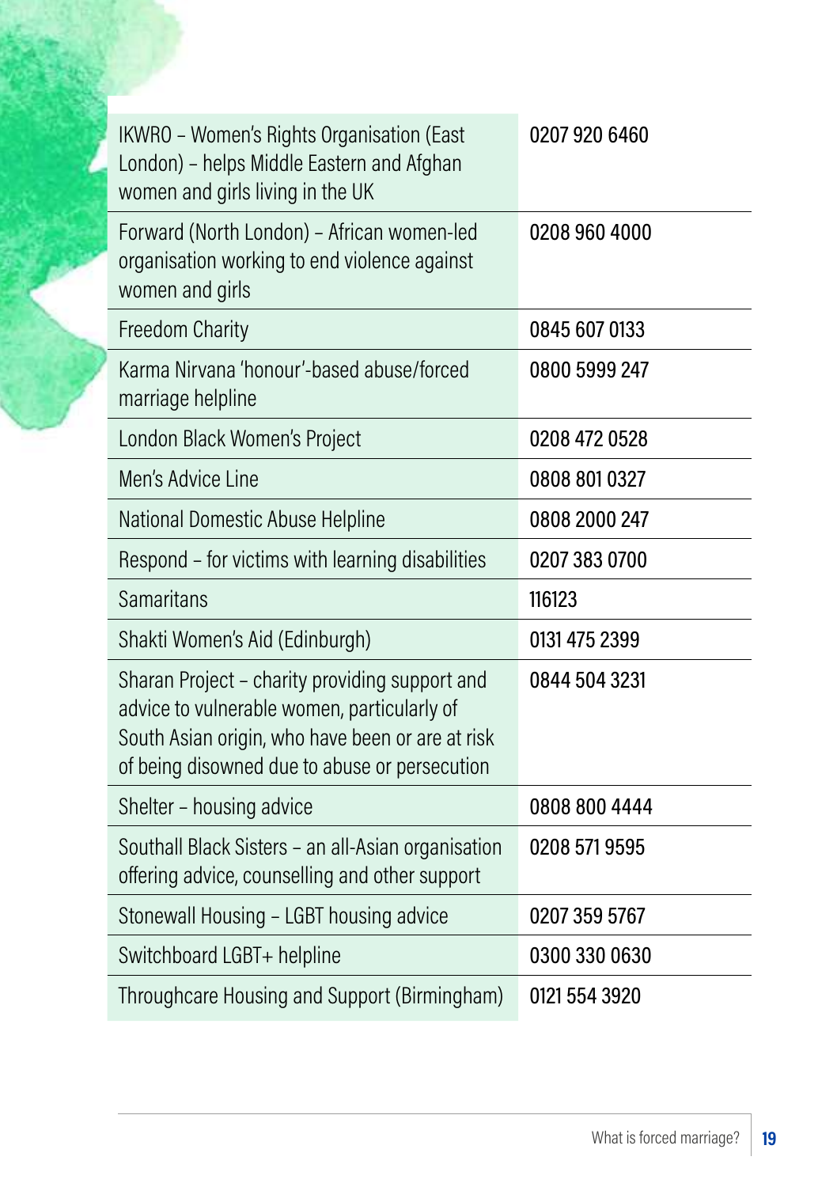| | |
|---|---|
| IKWRO – Women's Rights Organisation (East London) – helps Middle Eastern and Afghan women and girls living in the UK | 0207 920 6460 |
| Forward (North London) – African women-led organisation working to end violence against women and girls | 0208 960 4000 |
| Freedom Charity | 0845 607 0133 |
| Karma Nirvana 'honour'-based abuse/forced marriage helpline | 0800 5999 247 |
| London Black Women's Project | 0208 472 0528 |
| Men's Advice Line | 0808 801 0327 |
| National Domestic Abuse Helpline | 0808 2000 247 |
| Respond – for victims with learning disabilities | 0207 383 0700 |
| Samaritans | 116123 |
| Shakti Women's Aid (Edinburgh) | 0131 475 2399 |
| Sharan Project – charity providing support and advice to vulnerable women, particularly of South Asian origin, who have been or are at risk of being disowned due to abuse or persecution | 0844 504 3231 |
| Shelter – housing advice | 0808 800 4444 |
| Southall Black Sisters – an all-Asian organisation offering advice, counselling and other support | 0208 571 9595 |
| Stonewall Housing – LGBT housing advice | 0207 359 5767 |
| Switchboard LGBT+ helpline | 0300 330 0630 |
| Throughcare Housing and Support (Birmingham) | 0121 554 3920 |